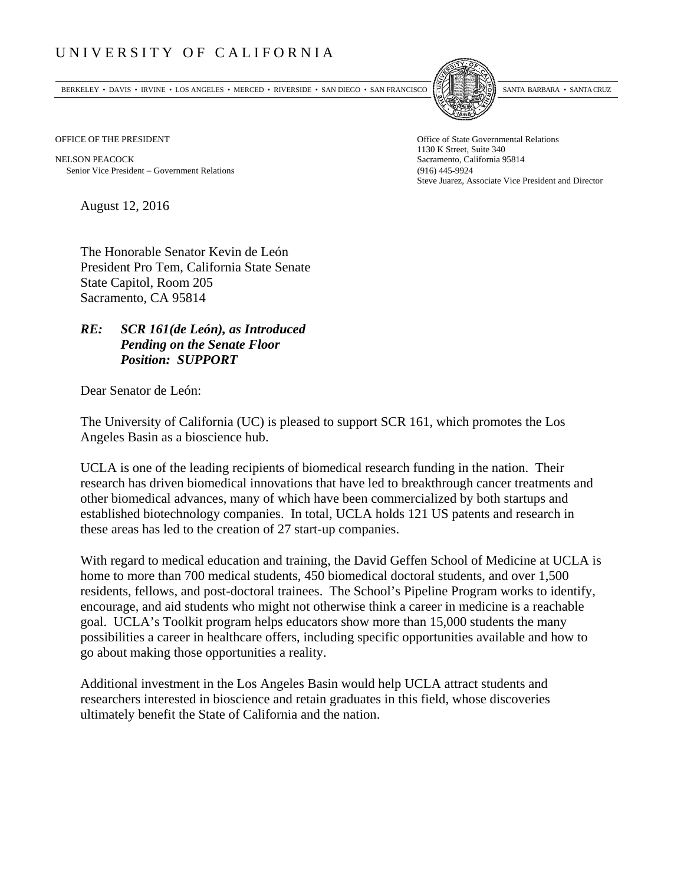# UNIVERSITY OF CALIFORNIA

BERKELEY • DAVIS • IRVINE • LOS ANGELES • MERCED • RIVERSIDE • SAN DIEGO • SAN FRANCISCO SANTA BARBARA • SANTA CRUZ

OFFICE OF THE PRESIDENT

NELSON PEACOCK
Senior Vice President – Government Relations

Office of State Governmental Relations
1130 K Street, Suite 340
Sacramento, California 95814
(916) 445-9924
Steve Juarez, Associate Vice President and Director

August 12, 2016

The Honorable Senator Kevin de León
President Pro Tem, California State Senate
State Capitol, Room 205
Sacramento, CA 95814

***RE: SCR 161(de León), as Introduced***
***Pending on the Senate Floor***
***Position: SUPPORT***

Dear Senator de León:

The University of California (UC) is pleased to support SCR 161, which promotes the Los Angeles Basin as a bioscience hub.

UCLA is one of the leading recipients of biomedical research funding in the nation. Their research has driven biomedical innovations that have led to breakthrough cancer treatments and other biomedical advances, many of which have been commercialized by both startups and established biotechnology companies. In total, UCLA holds 121 US patents and research in these areas has led to the creation of 27 start-up companies.

With regard to medical education and training, the David Geffen School of Medicine at UCLA is home to more than 700 medical students, 450 biomedical doctoral students, and over 1,500 residents, fellows, and post-doctoral trainees. The School's Pipeline Program works to identify, encourage, and aid students who might not otherwise think a career in medicine is a reachable goal. UCLA's Toolkit program helps educators show more than 15,000 students the many possibilities a career in healthcare offers, including specific opportunities available and how to go about making those opportunities a reality.

Additional investment in the Los Angeles Basin would help UCLA attract students and researchers interested in bioscience and retain graduates in this field, whose discoveries ultimately benefit the State of California and the nation.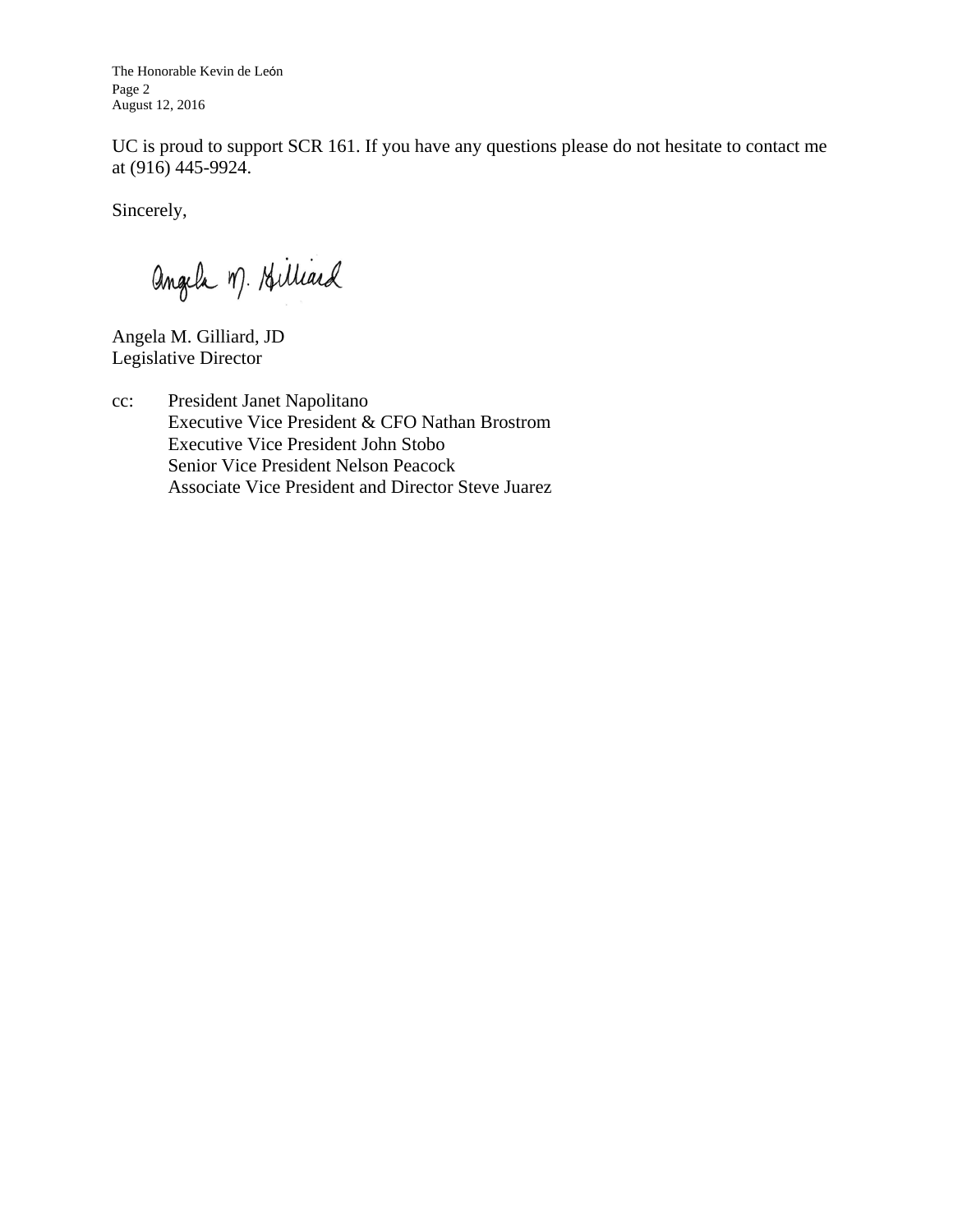UC is proud to support SCR 161. If you have any questions please do not hesitate to contact me at (916) 445-9924.

Sincerely,

Angela M. Gilliard

Angela M. Gilliard, JD
Legislative Director

cc: President Janet Napolitano
Executive Vice President & CFO Nathan Brostrom
Executive Vice President John Stobo
Senior Vice President Nelson Peacock
Associate Vice President and Director Steve Juarez